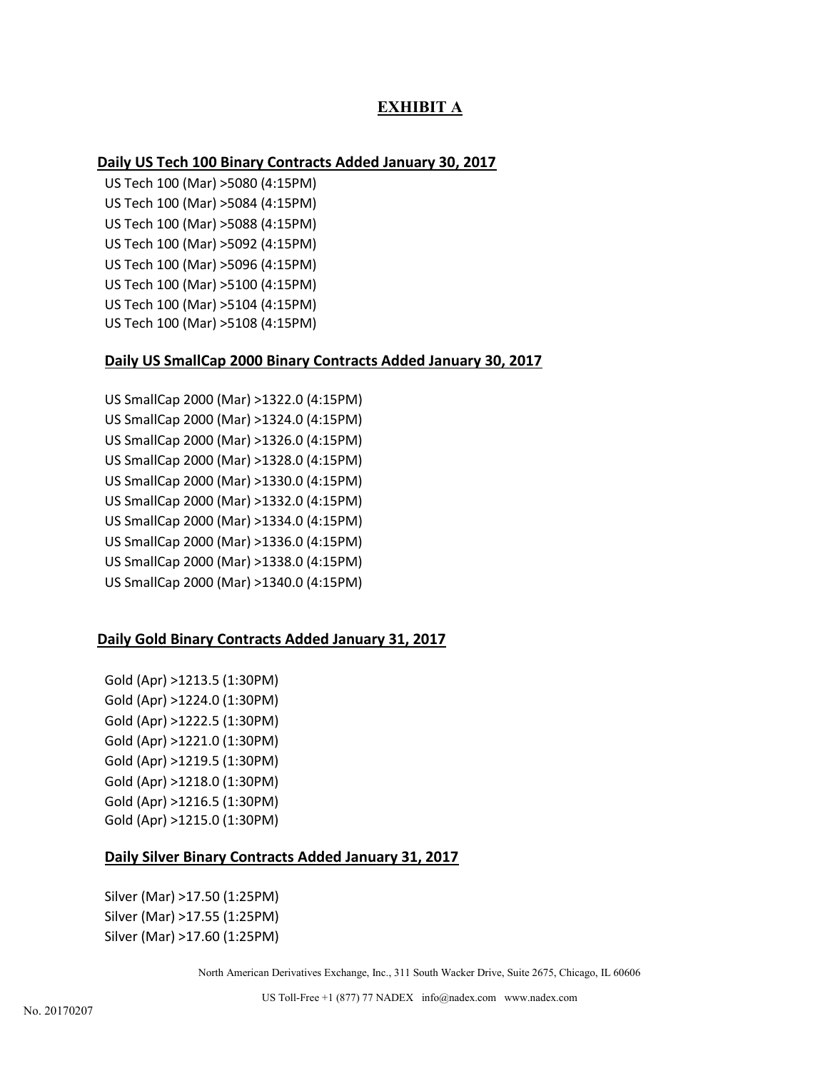# EXHIBIT A

## Daily US Tech 100 Binary Contracts Added January 30, 2017

US Tech 100 (Mar) >5080 (4:15PM)
US Tech 100 (Mar) >5084 (4:15PM)
US Tech 100 (Mar) >5088 (4:15PM)
US Tech 100 (Mar) >5092 (4:15PM)
US Tech 100 (Mar) >5096 (4:15PM)
US Tech 100 (Mar) >5100 (4:15PM)
US Tech 100 (Mar) >5104 (4:15PM)
US Tech 100 (Mar) >5108 (4:15PM)

## Daily US SmallCap 2000 Binary Contracts Added January 30, 2017

US SmallCap 2000 (Mar) >1322.0 (4:15PM)
US SmallCap 2000 (Mar) >1324.0 (4:15PM)
US SmallCap 2000 (Mar) >1326.0 (4:15PM)
US SmallCap 2000 (Mar) >1328.0 (4:15PM)
US SmallCap 2000 (Mar) >1330.0 (4:15PM)
US SmallCap 2000 (Mar) >1332.0 (4:15PM)
US SmallCap 2000 (Mar) >1334.0 (4:15PM)
US SmallCap 2000 (Mar) >1336.0 (4:15PM)
US SmallCap 2000 (Mar) >1338.0 (4:15PM)
US SmallCap 2000 (Mar) >1340.0 (4:15PM)

## Daily Gold Binary Contracts Added January 31, 2017

Gold (Apr) >1213.5 (1:30PM)
Gold (Apr) >1224.0 (1:30PM)
Gold (Apr) >1222.5 (1:30PM)
Gold (Apr) >1221.0 (1:30PM)
Gold (Apr) >1219.5 (1:30PM)
Gold (Apr) >1218.0 (1:30PM)
Gold (Apr) >1216.5 (1:30PM)
Gold (Apr) >1215.0 (1:30PM)

## Daily Silver Binary Contracts Added January 31, 2017

Silver (Mar) >17.50 (1:25PM)
Silver (Mar) >17.55 (1:25PM)
Silver (Mar) >17.60 (1:25PM)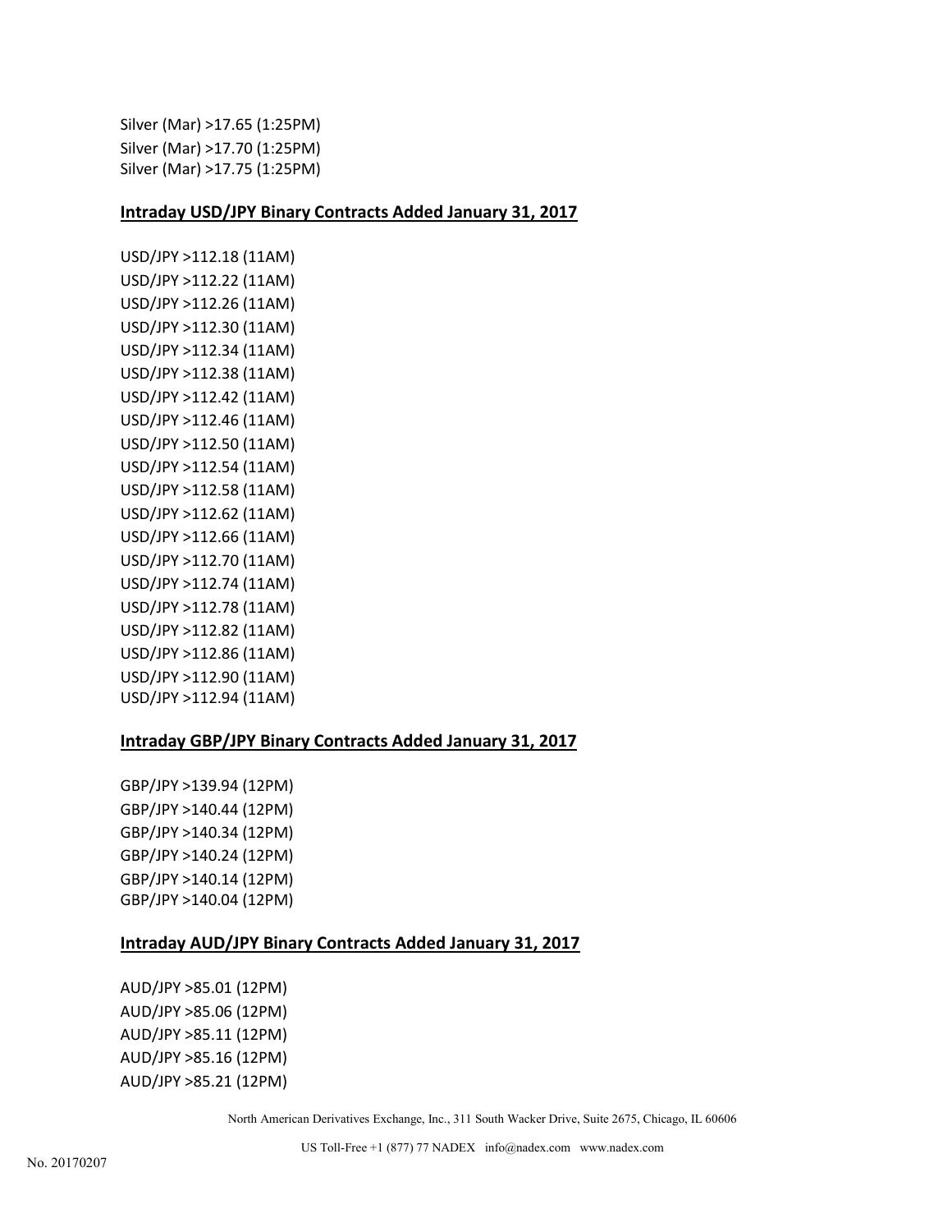Silver (Mar) >17.65 (1:25PM)
Silver (Mar) >17.70 (1:25PM)
Silver (Mar) >17.75 (1:25PM)

**Intraday USD/JPY Binary Contracts Added January 31, 2017**

USD/JPY >112.18 (11AM)
USD/JPY >112.22 (11AM)
USD/JPY >112.26 (11AM)
USD/JPY >112.30 (11AM)
USD/JPY >112.34 (11AM)
USD/JPY >112.38 (11AM)
USD/JPY >112.42 (11AM)
USD/JPY >112.46 (11AM)
USD/JPY >112.50 (11AM)
USD/JPY >112.54 (11AM)
USD/JPY >112.58 (11AM)
USD/JPY >112.62 (11AM)
USD/JPY >112.66 (11AM)
USD/JPY >112.70 (11AM)
USD/JPY >112.74 (11AM)
USD/JPY >112.78 (11AM)
USD/JPY >112.82 (11AM)
USD/JPY >112.86 (11AM)
USD/JPY >112.90 (11AM)
USD/JPY >112.94 (11AM)

**Intraday GBP/JPY Binary Contracts Added January 31, 2017**

GBP/JPY >139.94 (12PM)
GBP/JPY >140.44 (12PM)
GBP/JPY >140.34 (12PM)
GBP/JPY >140.24 (12PM)
GBP/JPY >140.14 (12PM)
GBP/JPY >140.04 (12PM)

**Intraday AUD/JPY Binary Contracts Added January 31, 2017**

AUD/JPY >85.01 (12PM)
AUD/JPY >85.06 (12PM)
AUD/JPY >85.11 (12PM)
AUD/JPY >85.16 (12PM)
AUD/JPY >85.21 (12PM)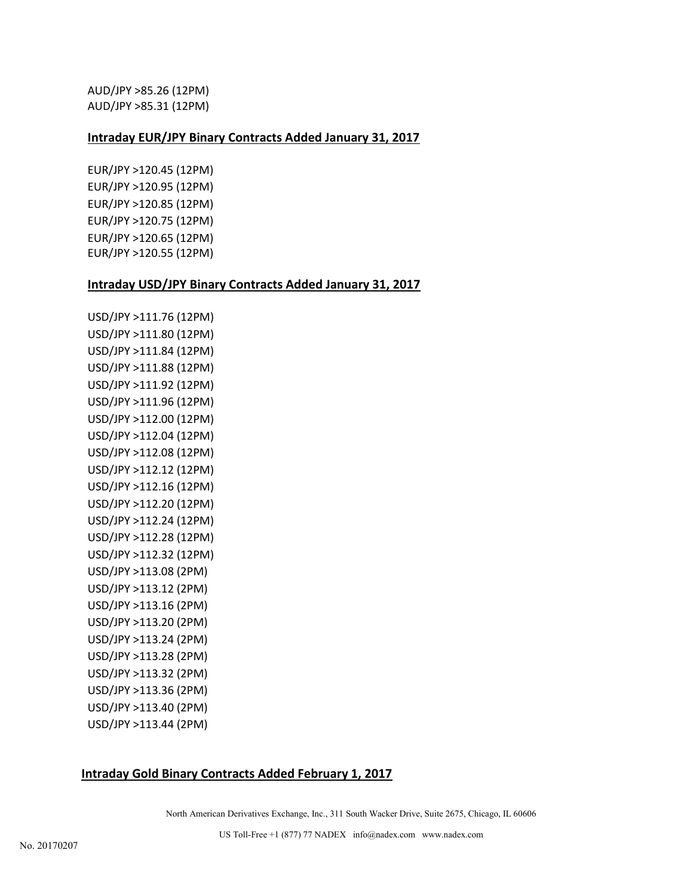AUD/JPY >85.26 (12PM)
AUD/JPY >85.31 (12PM)

**Intraday EUR/JPY Binary Contracts Added January 31, 2017**

EUR/JPY >120.45 (12PM)
EUR/JPY >120.95 (12PM)
EUR/JPY >120.85 (12PM)
EUR/JPY >120.75 (12PM)
EUR/JPY >120.65 (12PM)
EUR/JPY >120.55 (12PM)

**Intraday USD/JPY Binary Contracts Added January 31, 2017**

USD/JPY >111.76 (12PM)
USD/JPY >111.80 (12PM)
USD/JPY >111.84 (12PM)
USD/JPY >111.88 (12PM)
USD/JPY >111.92 (12PM)
USD/JPY >111.96 (12PM)
USD/JPY >112.00 (12PM)
USD/JPY >112.04 (12PM)
USD/JPY >112.08 (12PM)
USD/JPY >112.12 (12PM)
USD/JPY >112.16 (12PM)
USD/JPY >112.20 (12PM)
USD/JPY >112.24 (12PM)
USD/JPY >112.28 (12PM)
USD/JPY >112.32 (12PM)
USD/JPY >113.08 (2PM)
USD/JPY >113.12 (2PM)
USD/JPY >113.16 (2PM)
USD/JPY >113.20 (2PM)
USD/JPY >113.24 (2PM)
USD/JPY >113.28 (2PM)
USD/JPY >113.32 (2PM)
USD/JPY >113.36 (2PM)
USD/JPY >113.40 (2PM)
USD/JPY >113.44 (2PM)

**Intraday Gold Binary Contracts Added February 1, 2017**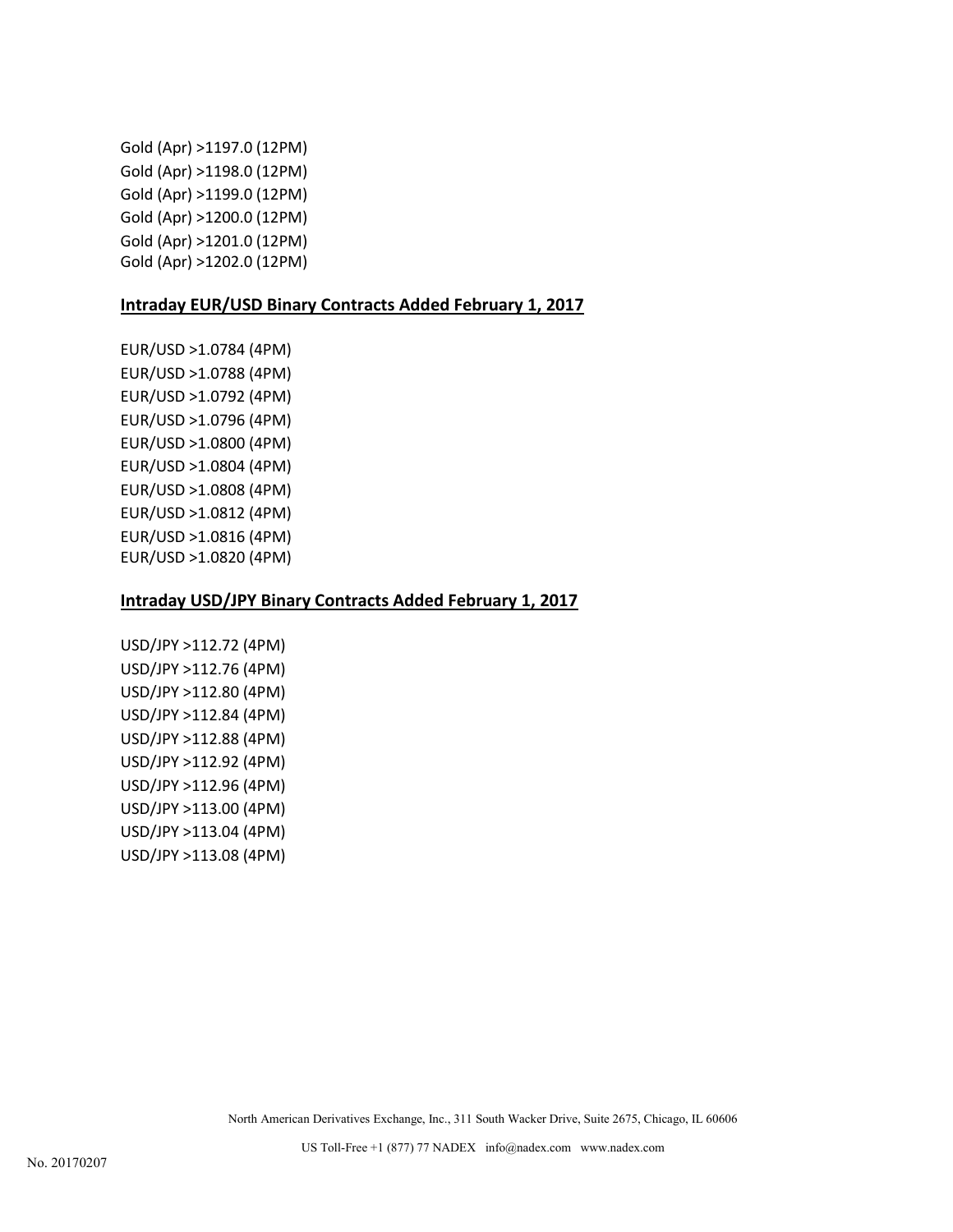Gold (Apr) >1197.0 (12PM)
Gold (Apr) >1198.0 (12PM)
Gold (Apr) >1199.0 (12PM)
Gold (Apr) >1200.0 (12PM)
Gold (Apr) >1201.0 (12PM)
Gold (Apr) >1202.0 (12PM)

**Intraday EUR/USD Binary Contracts Added February 1, 2017**

EUR/USD >1.0784 (4PM)
EUR/USD >1.0788 (4PM)
EUR/USD >1.0792 (4PM)
EUR/USD >1.0796 (4PM)
EUR/USD >1.0800 (4PM)
EUR/USD >1.0804 (4PM)
EUR/USD >1.0808 (4PM)
EUR/USD >1.0812 (4PM)
EUR/USD >1.0816 (4PM)
EUR/USD >1.0820 (4PM)

**Intraday USD/JPY Binary Contracts Added February 1, 2017**

USD/JPY >112.72 (4PM)
USD/JPY >112.76 (4PM)
USD/JPY >112.80 (4PM)
USD/JPY >112.84 (4PM)
USD/JPY >112.88 (4PM)
USD/JPY >112.92 (4PM)
USD/JPY >112.96 (4PM)
USD/JPY >113.00 (4PM)
USD/JPY >113.04 (4PM)
USD/JPY >113.08 (4PM)